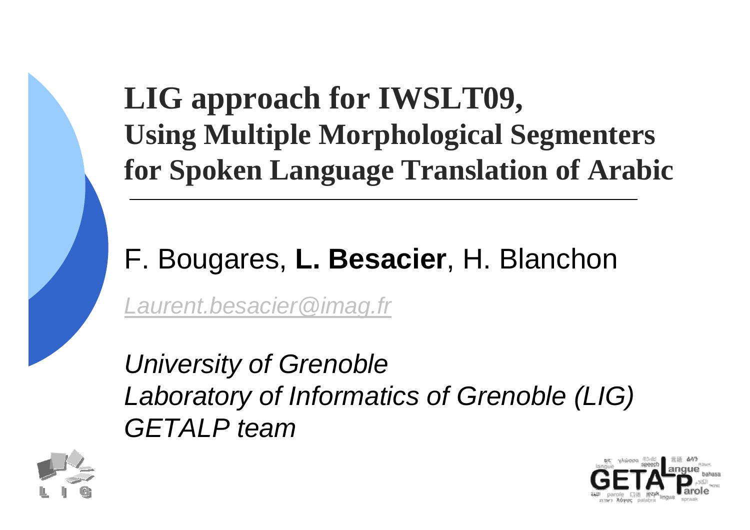# LIG approach for IWSLT09, Using Multiple Morphological Segmenters for Spoken Language Translation of Arabic

F. Bougares, **L. Besacier**, H. Blanchon

*Laurent.besacier@imag.fr*

*University of Grenoble*
*Laboratory of Informatics of Grenoble (LIG)*
*GETALP team*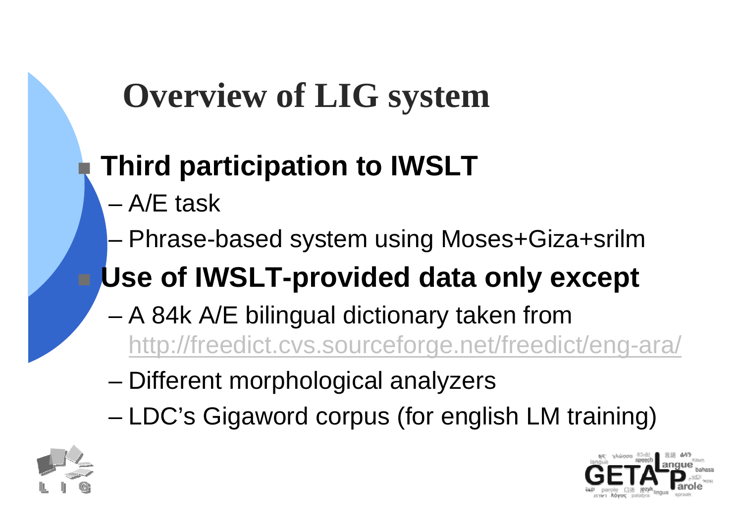# Overview of LIG system

- **Third participation to IWSLT**
  - A/E task
  - Phrase-based system using Moses+Giza+srilm
- **Use of IWSLT-provided data only except**
  - A 84k A/E bilingual dictionary taken from http://freedict.cvs.sourceforge.net/freedict/eng-ara/
  - Different morphological analyzers
  - LDC's Gigaword corpus (for english LM training)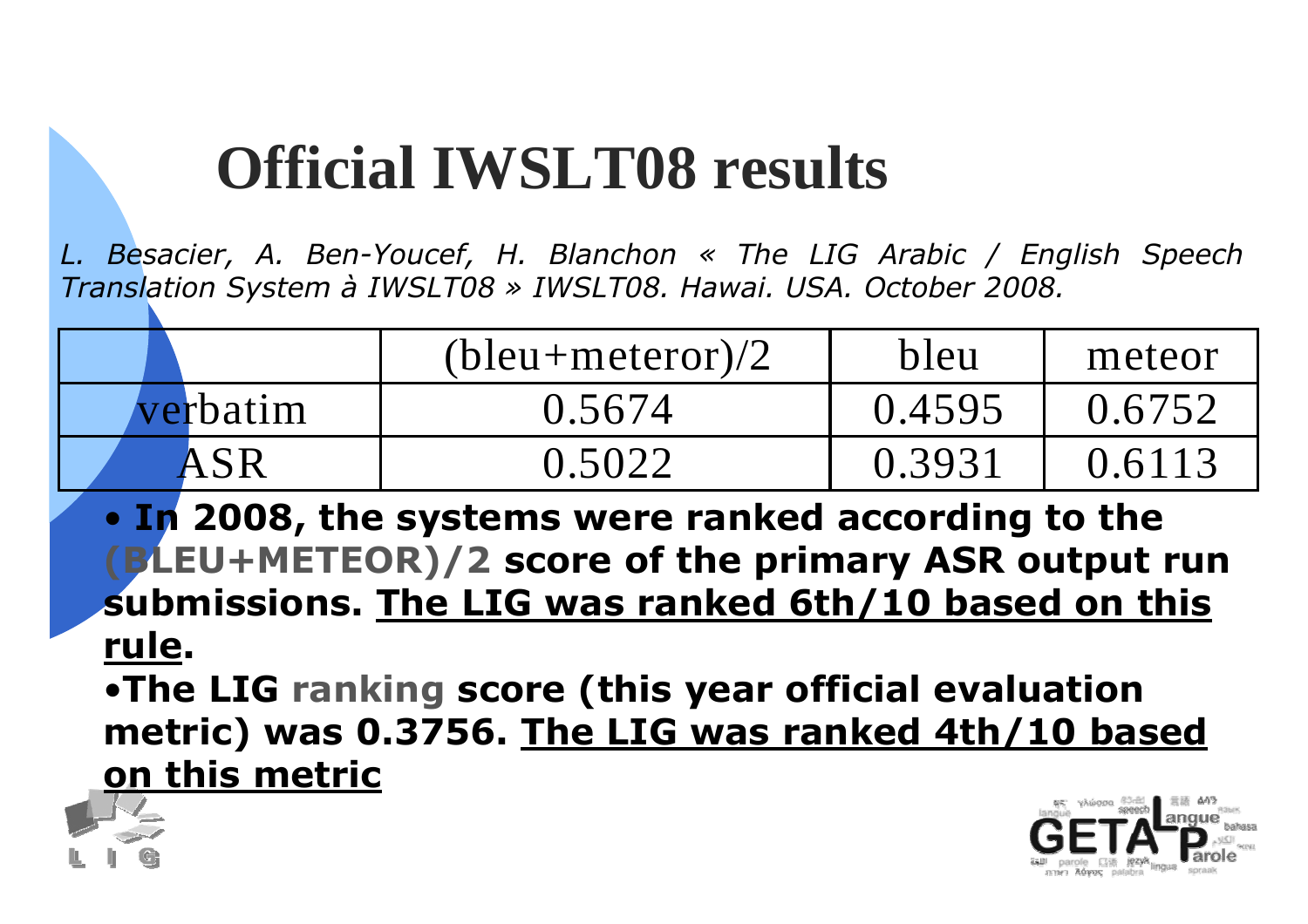# Official IWSLT08 results

*L. Besacier, A. Ben-Youcef, H. Blanchon « The LIG Arabic / English Speech Translation System à IWSLT08 » IWSLT08. Hawai. USA. October 2008.*

| | (bleu+meteror)/2 | bleu | meteor |
|---|---|---|---|
| verbatim | 0.5674 | 0.4595 | 0.6752 |
| ASR | 0.5022 | 0.3931 | 0.6113 |

- **In 2008, the systems were ranked according to the (BLEU+METEOR)/2 score of the primary ASR output run submissions. <u>The LIG was ranked 6th/10 based on this rule</u>.**
- **The LIG ranking score (this year official evaluation metric) was 0.3756. <u>The LIG was ranked 4th/10 based on this metric</u>**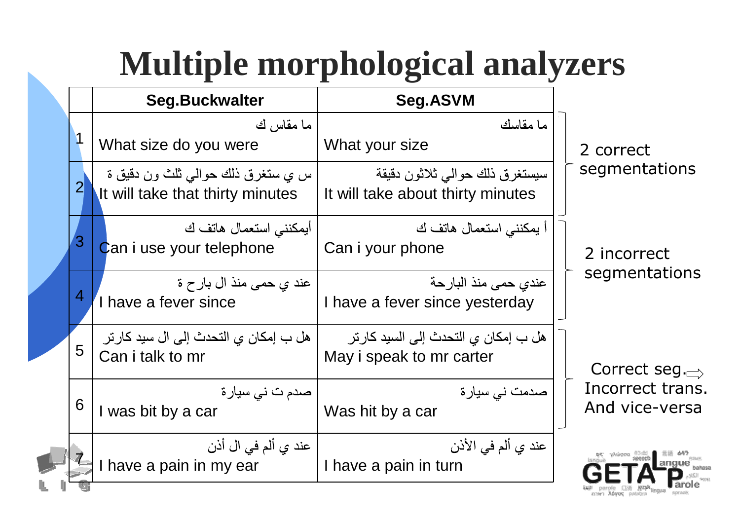# Multiple morphological analyzers

| | Seg.Buckwalter | Seg.ASVM |
|---|---|---|
| 1 | ما مقاس ك<br>What size do you were | ما مقاسك<br>What your size |
| 2 | س ي ستغرق ذلك حوالي ثلث ون دقيق ة<br>It will take that thirty minutes | سيستغرق ذلك حوالي ثلاثون دقيقة<br>It will take about thirty minutes |
| 3 | أيمكنني استعمال هاتف ك<br>Can i use your telephone | أ يمكنني استعمال هاتف ك<br>Can i your phone |
| 4 | عند ي حمى منذ ال بارح ة<br>I have a fever since | عندي حمى منذ البارحة<br>I have a fever since yesterday |
| 5 | هل ب إمكان ي التحدث إلى ال سيد كارتر<br>Can i talk to mr | هل ب إمكان ي التحدث إلى السيد كارتر<br>May i speak to mr carter |
| 6 | صدم ت ني سيارة<br>I was bit by a car | صدمت ني سيارة<br>Was hit by a car |
| 7 | عند ي ألم في ال أذن<br>I have a pain in my ear | عند ي ألم في الأذن<br>I have a pain in turn |

- Rows 1–2: 2 correct segmentations
- Rows 3–4: 2 incorrect segmentations
- Rows 5–7: Correct seg. ⇨ Incorrect trans. And vice-versa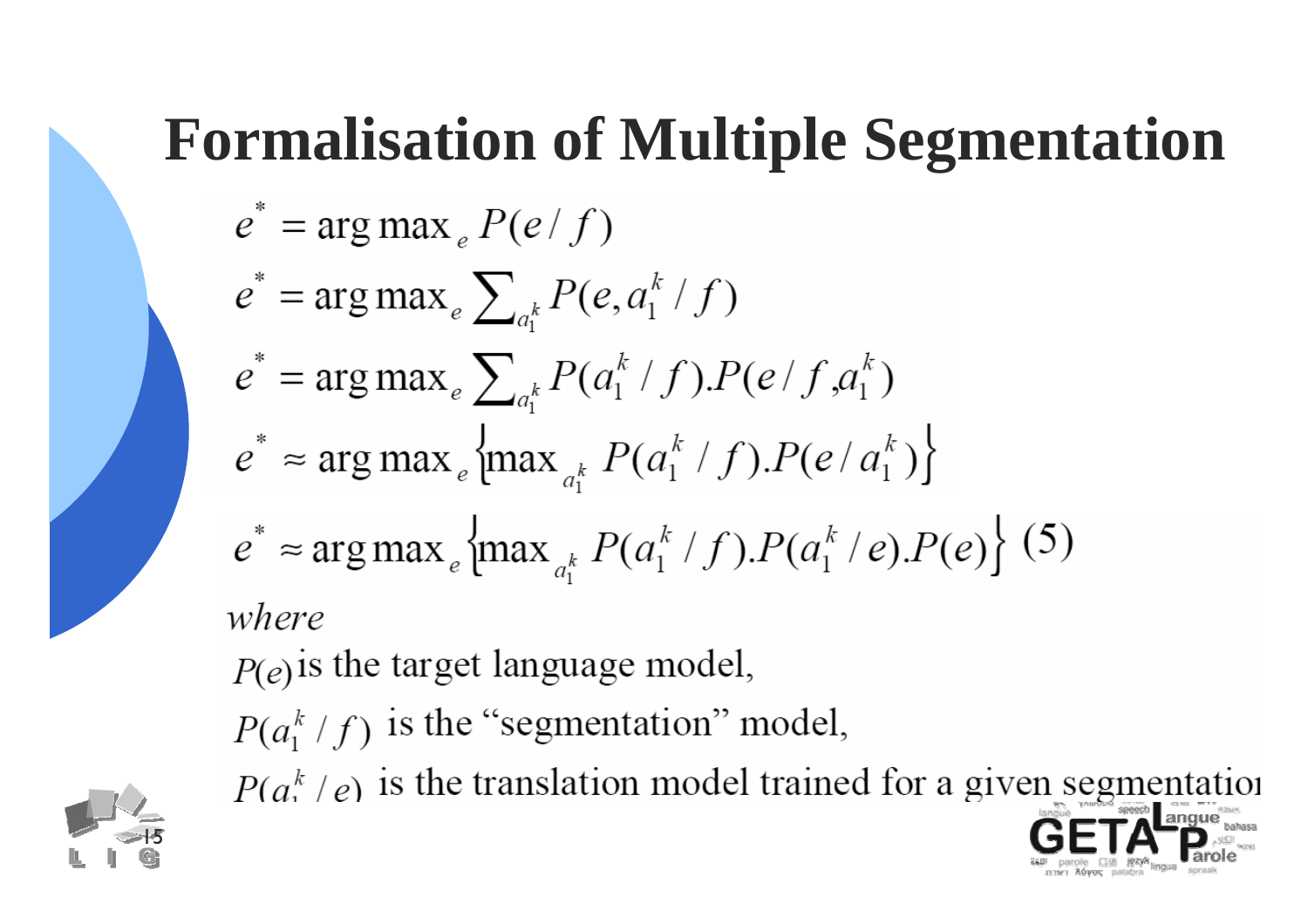# Formalisation of Multiple Segmentation

$$e^* = \arg\max_e P(e / f)$$

$$e^* = \arg\max_e \sum_{a_1^k} P(e, a_1^k / f)$$

$$e^* = \arg\max_e \sum_{a_1^k} P(a_1^k / f).P(e / f, a_1^k)$$

$$e^* \approx \arg\max_e \left\{ \max_{a_1^k} P(a_1^k / f).P(e / a_1^k) \right\}$$

$$e^* \approx \arg\max_e \left\{ \max_{a_1^k} P(a_1^k / f).P(a_1^k / e).P(e) \right\} \quad (5)$$

*where*

$P(e)$ is the target language model,

$P(a_1^k / f)$ is the “segmentation” model,

$P(a_1^k / e)$ is the translation model trained for a given segmentation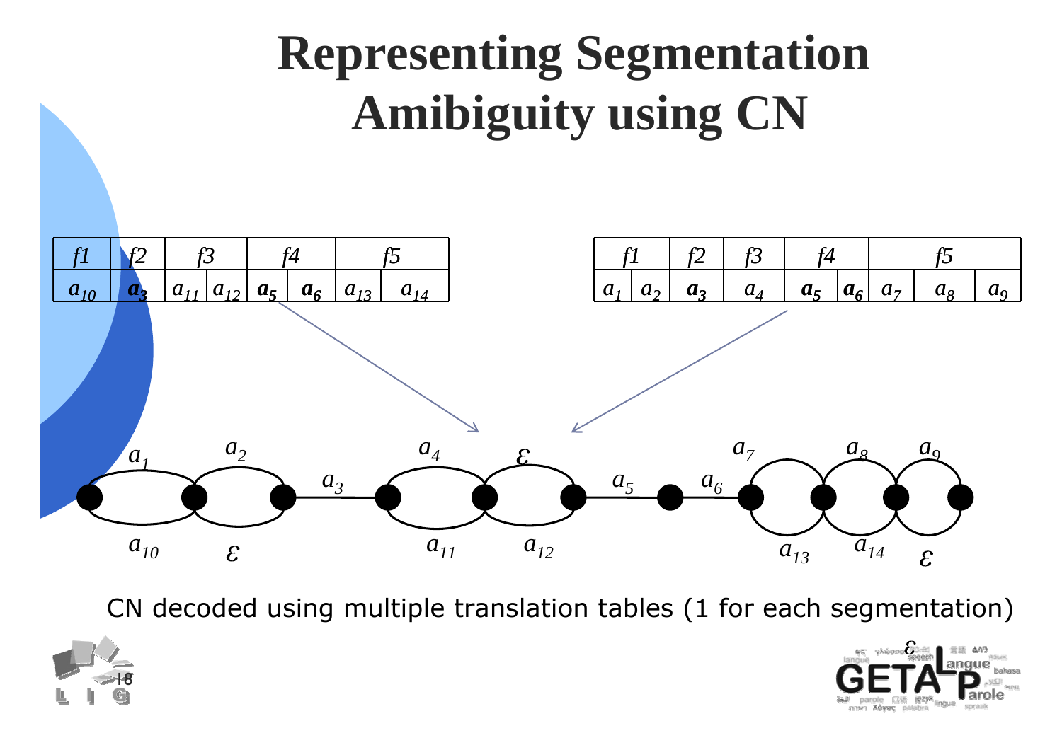# Representing Segmentation Amibiguity using CN

| f1 | f2 | f3 | | f4 | | f5 | |
|---|---|---|---|---|---|---|---|
| $a_{10}$ | $\boldsymbol{a_3}$ | $a_{11}$ | $a_{12}$ | $\boldsymbol{a_5}$ | $\boldsymbol{a_6}$ | $a_{13}$ | $a_{14}$ |

| f1 | | f2 | f3 | f4 | | f5 | | |
|---|---|---|---|---|---|---|---|---|
| $a_1$ | $a_2$ | $\boldsymbol{a_3}$ | $a_4$ | $\boldsymbol{a_5}$ | $\boldsymbol{a_6}$ | $a_7$ | $a_8$ | $a_9$ |

CN decoded using multiple translation tables (1 for each segmentation)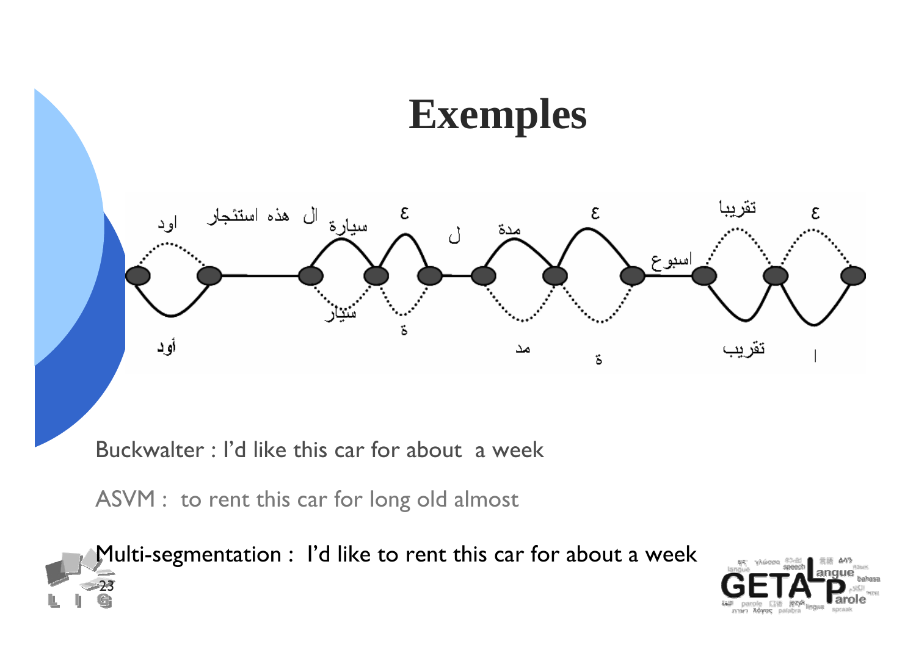# Exemples

Buckwalter : I'd like this car for about  a week

ASVM :  to rent this car for long old almost

Multi-segmentation :  I'd like to rent this car for about a week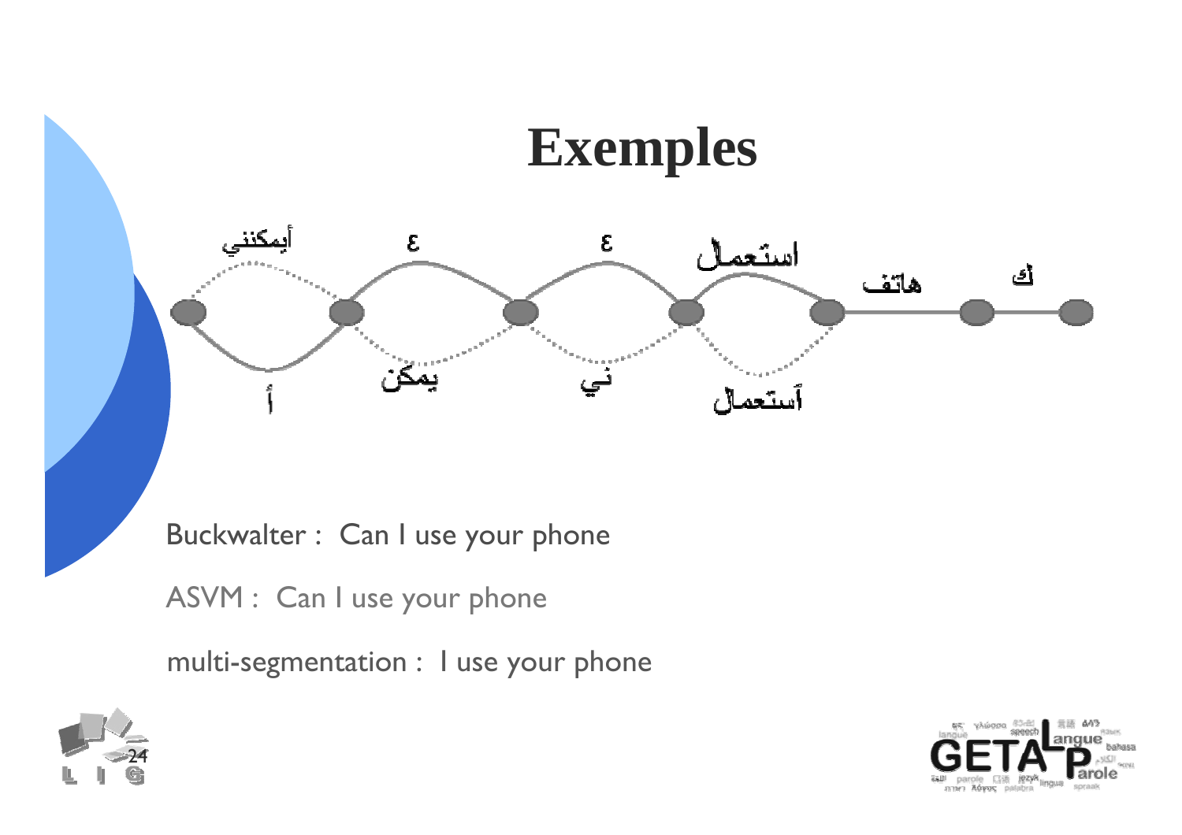# Exemples

أيمكنني ε ε استعمال هاتف ك

أ يمكن ني آستعمال

Buckwalter : Can I use your phone

ASVM : Can I use your phone

multi-segmentation : I use your phone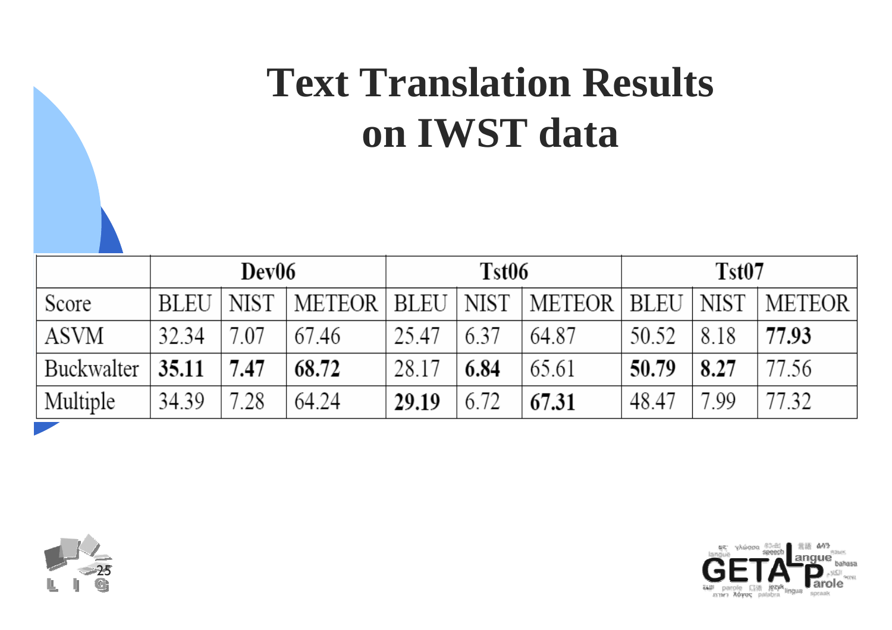# Text Translation Results on IWST data

| | Dev06 | | | Tst06 | | | Tst07 | | |
|---|---|---|---|---|---|---|---|---|---|
| Score | BLEU | NIST | METEOR | BLEU | NIST | METEOR | BLEU | NIST | METEOR |
| ASVM | 32.34 | 7.07 | 67.46 | 25.47 | 6.37 | 64.87 | 50.52 | 8.18 | **77.93** |
| Buckwalter | **35.11** | **7.47** | **68.72** | 28.17 | **6.84** | 65.61 | **50.79** | **8.27** | 77.56 |
| Multiple | 34.39 | 7.28 | 64.24 | **29.19** | 6.72 | **67.31** | 48.47 | 7.99 | 77.32 |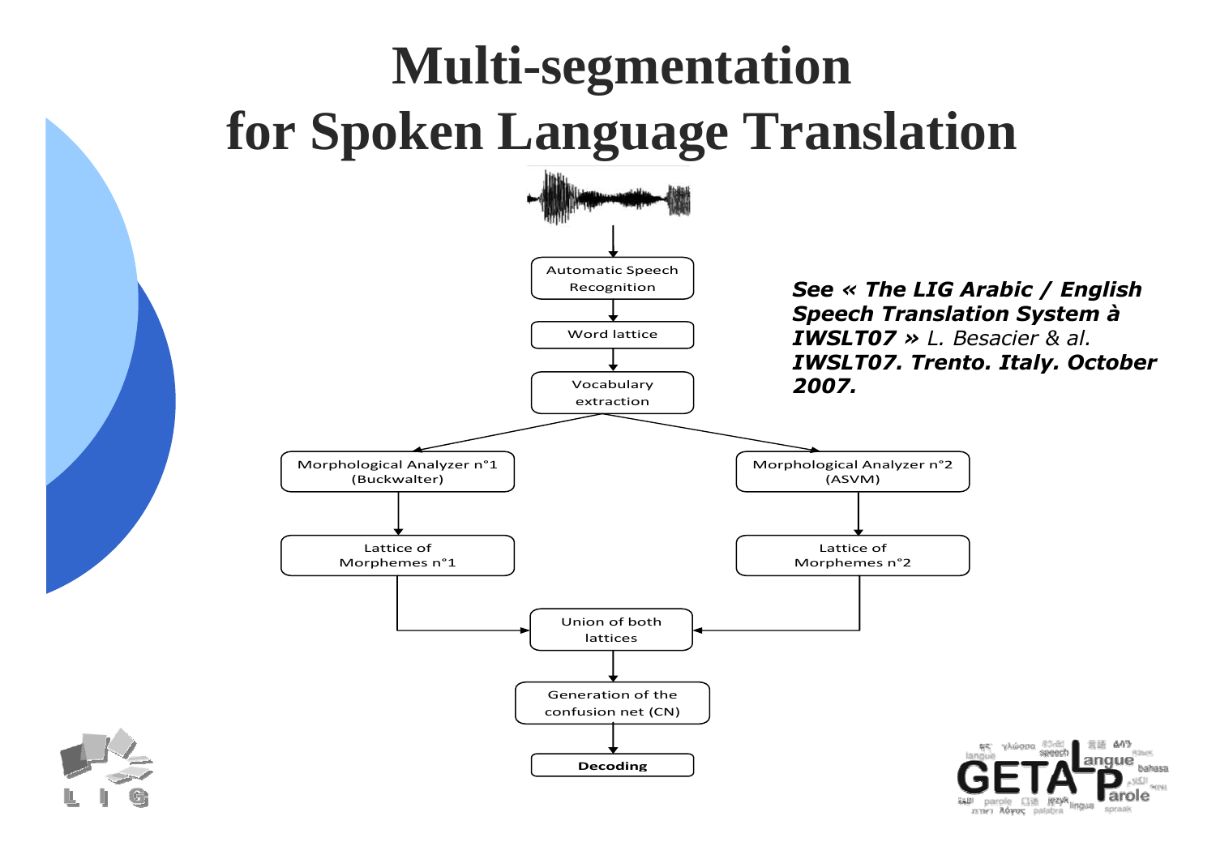# Multi-segmentation for Spoken Language Translation

Automatic Speech Recognition

Word lattice

Vocabulary extraction

Morphological Analyzer n°1 (Buckwalter)

Morphological Analyzer n°2 (ASVM)

Lattice of Morphemes n°1

Lattice of Morphemes n°2

Union of both lattices

Generation of the confusion net (CN)

**Decoding**

***See « The LIG Arabic / English Speech Translation System à IWSLT07 »*** *L. Besacier & al.* ***IWSLT07. Trento. Italy. October 2007.***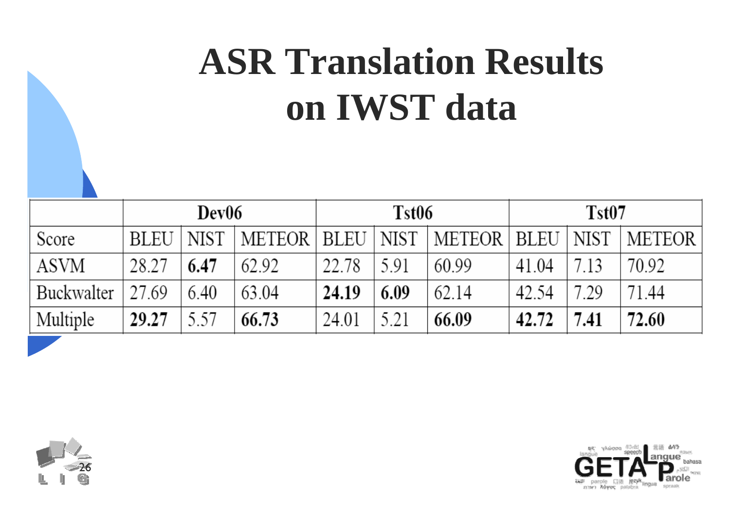# ASR Translation Results on IWST data

| | Dev06 | | | Tst06 | | | Tst07 | | |
|---|---|---|---|---|---|---|---|---|---|
| Score | BLEU | NIST | METEOR | BLEU | NIST | METEOR | BLEU | NIST | METEOR |
| ASVM | 28.27 | **6.47** | 62.92 | 22.78 | 5.91 | 60.99 | 41.04 | 7.13 | 70.92 |
| Buckwalter | 27.69 | 6.40 | 63.04 | **24.19** | **6.09** | 62.14 | 42.54 | 7.29 | 71.44 |
| Multiple | **29.27** | 5.57 | **66.73** | 24.01 | 5.21 | **66.09** | **42.72** | **7.41** | **72.60** |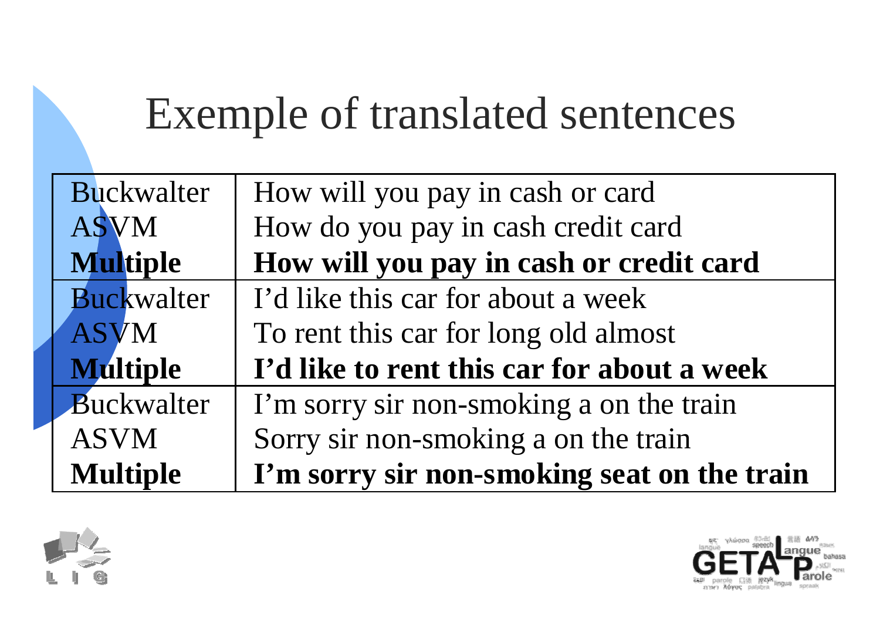# Exemple of translated sentences

| | |
|---|---|
| Buckwalter | How will you pay in cash or card |
| ASVM | How do you pay in cash credit card |
| **Multiple** | **How will you pay in cash or credit card** |
| Buckwalter | I'd like this car for about a week |
| ASVM | To rent this car for long old almost |
| **Multiple** | **I'd like to rent this car for about a week** |
| Buckwalter | I'm sorry sir non-smoking a on the train |
| ASVM | Sorry sir non-smoking a on the train |
| **Multiple** | **I'm sorry sir non-smoking seat on the train** |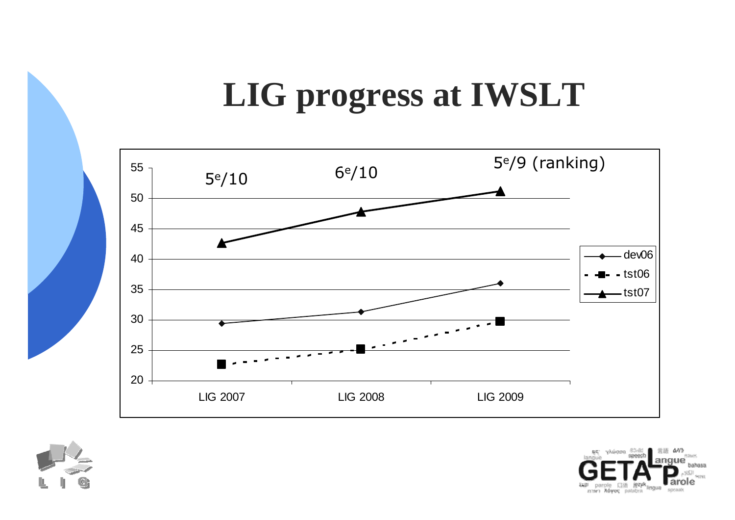# LIG progress at IWSLT

5e/10

6e/10

5e/9 (ranking)

55
50
45
40
35
30
25
20

LIG 2007
LIG 2008
LIG 2009

dev06
tst06
tst07